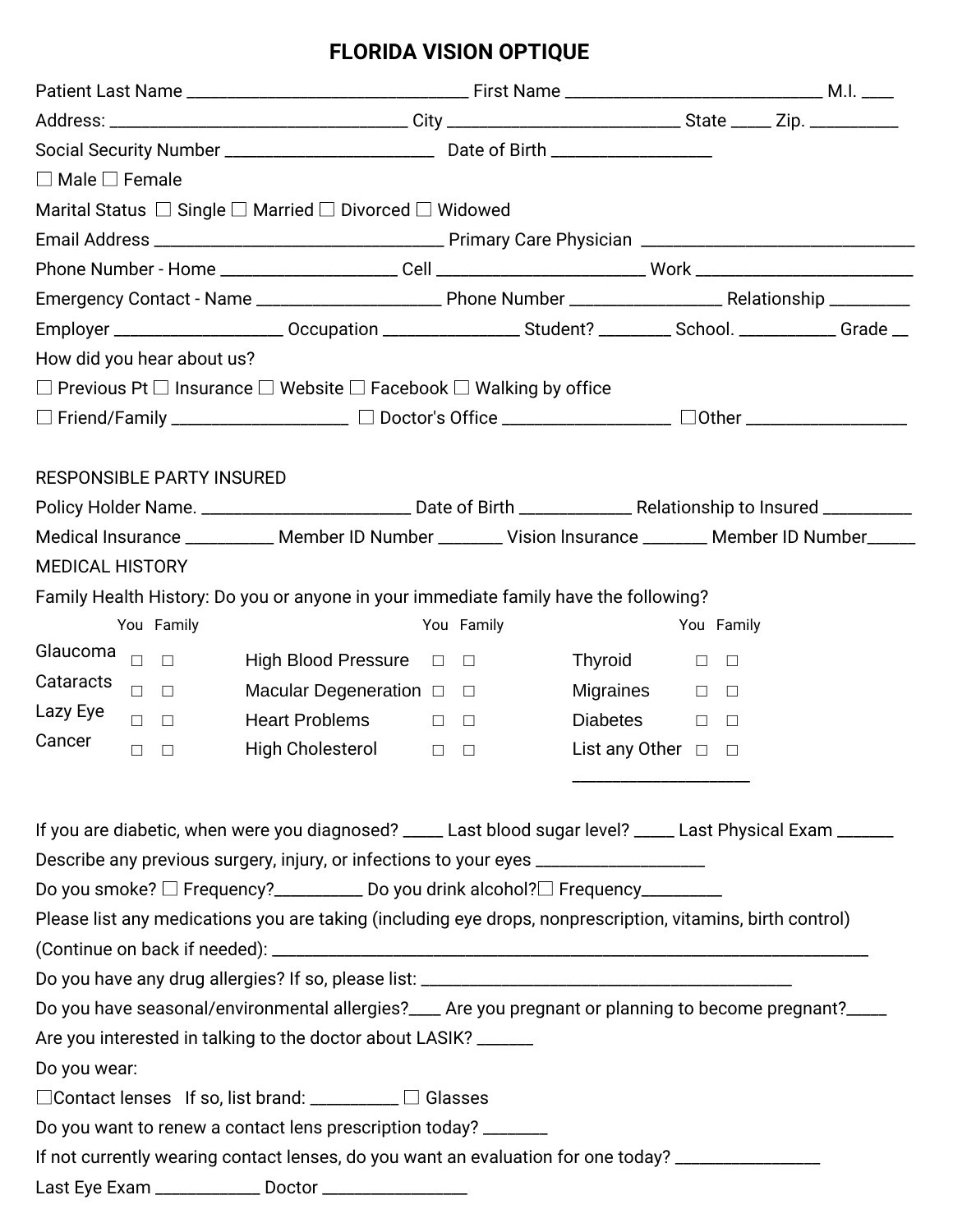# FLORIDA VISION OPTIQUE

Patient Last Name ________________________________ First Name ____________________________ M.I. ____

Address: _________________________________ City __________________________ State _____ Zip. __________

Social Security Number _______________________ Date of Birth __________________

☐ Male ☐ Female

Marital Status ☐ Single ☐ Married ☐ Divorced ☐ Widowed

Email Address ________________________________ Primary Care Physician ______________________________

Phone Number - Home ___________________ Cell _______________________ Work ________________________

Emergency Contact - Name ____________________ Phone Number ________________ Relationship _________

Employer __________________ Occupation _______________ Student? ________ School. ___________ Grade __

How did you hear about us?

☐ Previous Pt ☐ Insurance ☐ Website ☐ Facebook ☐ Walking by office

☐ Friend/Family ___________________ ☐ Doctor's Office __________________ ☐Other _________________

RESPONSIBLE PARTY INSURED

Policy Holder Name. _______________________ Date of Birth _____________ Relationship to Insured __________

Medical Insurance __________ Member ID Number _______ Vision Insurance _______ Member ID Number______

MEDICAL HISTORY

Family Health History: Do you or anyone in your immediate family have the following?

| | You | Family | | You | Family | | You | Family |
|---|---|---|---|---|---|---|---|---|
| Glaucoma | ☐ | ☐ | High Blood Pressure | ☐ | ☐ | Thyroid | ☐ | ☐ |
| Cataracts | ☐ | ☐ | Macular Degeneration | ☐ | ☐ | Migraines | ☐ | ☐ |
| Lazy Eye | ☐ | ☐ | Heart Problems | ☐ | ☐ | Diabetes | ☐ | ☐ |
| Cancer | ☐ | ☐ | High Cholesterol | ☐ | ☐ | List any Other ____________________ | ☐ | ☐ |

If you are diabetic, when were you diagnosed? _____ Last blood sugar level? _____ Last Physical Exam _______

Describe any previous surgery, injury, or infections to your eyes ___________________

Do you smoke? ☐ Frequency?__________ Do you drink alcohol?☐ Frequency_________

Please list any medications you are taking (including eye drops, nonprescription, vitamins, birth control) (Continue on back if needed): ____________________________________________________________________

Do you have any drug allergies? If so, please list: __________________________________________

Do you have seasonal/environmental allergies?____ Are you pregnant or planning to become pregnant?_____

Are you interested in talking to the doctor about LASIK? _______

Do you wear:

☐Contact lenses If so, list brand: __________ ☐ Glasses

Do you want to renew a contact lens prescription today? ________

If not currently wearing contact lenses, do you want an evaluation for one today? _________________

Last Eye Exam ____________ Doctor _________________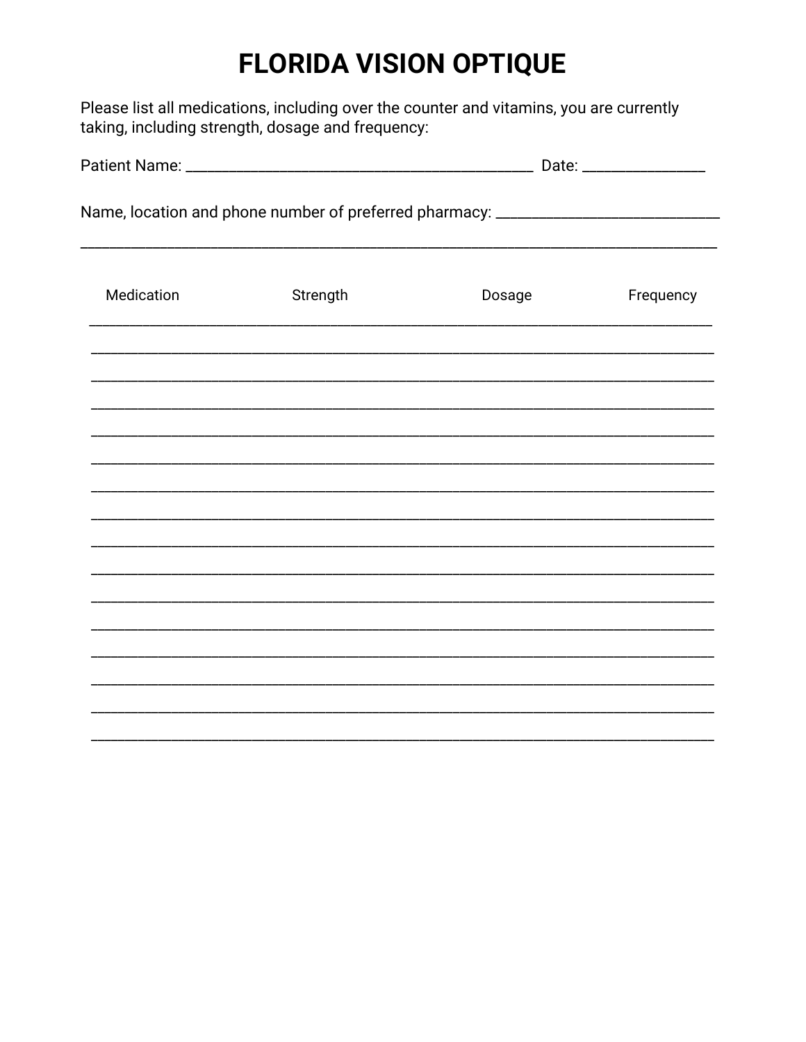# FLORIDA VISION OPTIQUE

Please list all medications, including over the counter and vitamins, you are currently taking, including strength, dosage and frequency:

Patient Name: ___________________________________________ Date: _______________

Name, location and phone number of preferred pharmacy: ___________________________

________________________________________________________________________________

| Medication | Strength | Dosage | Frequency |
| --- | --- | --- | --- |
| | | | |
| | | | |
| | | | |
| | | | |
| | | | |
| | | | |
| | | | |
| | | | |
| | | | |
| | | | |
| | | | |
| | | | |
| | | | |
| | | | |
| | | | |
| | | | |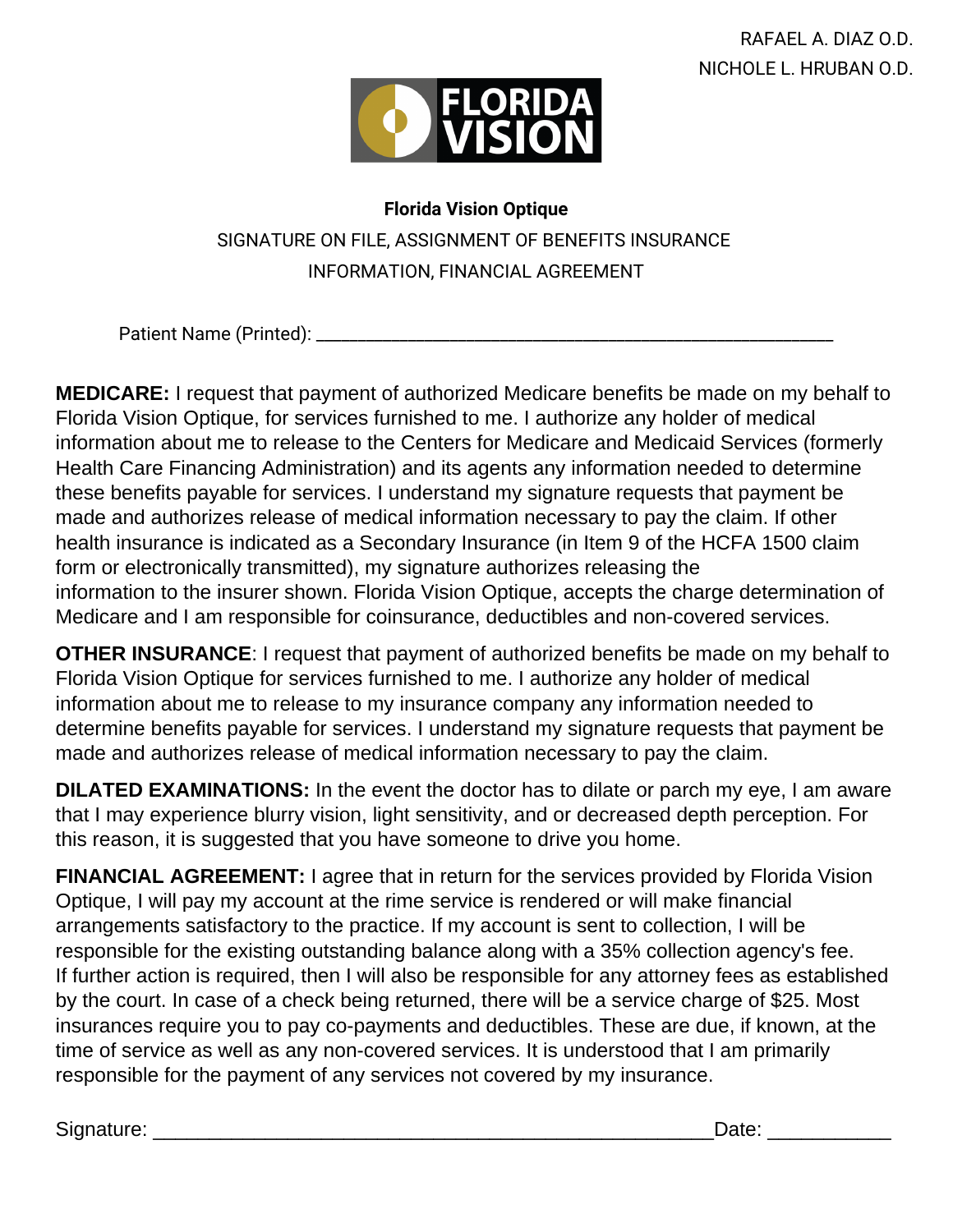RAFAEL A. DIAZ O.D.
NICHOLE L. HRUBAN O.D.

FLORIDA VISION

**Florida Vision Optique**

SIGNATURE ON FILE, ASSIGNMENT OF BENEFITS INSURANCE INFORMATION, FINANCIAL AGREEMENT

Patient Name (Printed): ________________________________________________________

**MEDICARE:** I request that payment of authorized Medicare benefits be made on my behalf to Florida Vision Optique, for services furnished to me. I authorize any holder of medical information about me to release to the Centers for Medicare and Medicaid Services (formerly Health Care Financing Administration) and its agents any information needed to determine these benefits payable for services. I understand my signature requests that payment be made and authorizes release of medical information necessary to pay the claim. If other health insurance is indicated as a Secondary Insurance (in Item 9 of the HCFA 1500 claim form or electronically transmitted), my signature authorizes releasing the information to the insurer shown. Florida Vision Optique, accepts the charge determination of Medicare and I am responsible for coinsurance, deductibles and non-covered services.

**OTHER INSURANCE**: I request that payment of authorized benefits be made on my behalf to Florida Vision Optique for services furnished to me. I authorize any holder of medical information about me to release to my insurance company any information needed to determine benefits payable for services. I understand my signature requests that payment be made and authorizes release of medical information necessary to pay the claim.

**DILATED EXAMINATIONS:** In the event the doctor has to dilate or parch my eye, I am aware that I may experience blurry vision, light sensitivity, and or decreased depth perception. For this reason, it is suggested that you have someone to drive you home.

**FINANCIAL AGREEMENT:** I agree that in return for the services provided by Florida Vision Optique, I will pay my account at the rime service is rendered or will make financial arrangements satisfactory to the practice. If my account is sent to collection, I will be responsible for the existing outstanding balance along with a 35% collection agency's fee. If further action is required, then I will also be responsible for any attorney fees as established by the court. In case of a check being returned, there will be a service charge of $25. Most insurances require you to pay co-payments and deductibles. These are due, if known, at the time of service as well as any non-covered services. It is understood that I am primarily responsible for the payment of any services not covered by my insurance.

Signature: __________________________________________________Date: ___________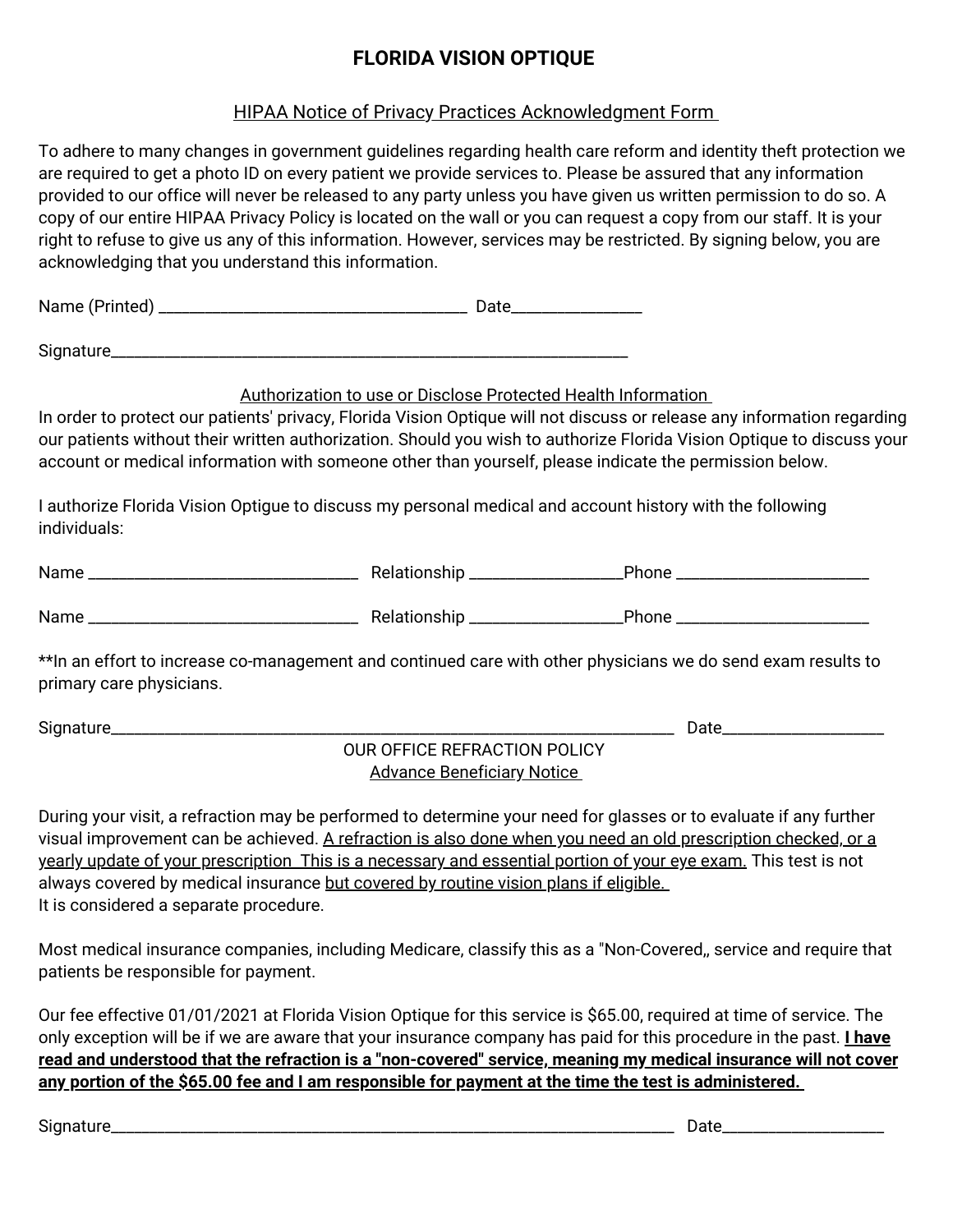# FLORIDA VISION OPTIQUE

<u>HIPAA Notice of Privacy Practices Acknowledgment Form</u>

To adhere to many changes in government guidelines regarding health care reform and identity theft protection we are required to get a photo ID on every patient we provide services to. Please be assured that any information provided to our office will never be released to any party unless you have given us written permission to do so. A copy of our entire HIPAA Privacy Policy is located on the wall or you can request a copy from our staff. It is your right to refuse to give us any of this information. However, services may be restricted. By signing below, you are acknowledging that you understand this information.

Name (Printed) ______________________________________ Date________________

Signature________________________________________________________________

<u>Authorization to use or Disclose Protected Health Information</u>

In order to protect our patients' privacy, Florida Vision Optique will not discuss or release any information regarding our patients without their written authorization. Should you wish to authorize Florida Vision Optique to discuss your account or medical information with someone other than yourself, please indicate the permission below.

I authorize Florida Vision Optigue to discuss my personal medical and account history with the following individuals:

Name _________________________________ Relationship __________________Phone ________________________

Name _________________________________ Relationship __________________Phone ________________________

**In an effort to increase co-management and continued care with other physicians we do send exam results to primary care physicians.

Signature______________________________________________________________________ Date____________________

OUR OFFICE REFRACTION POLICY

<u>Advance Beneficiary Notice</u>

During your visit, a refraction may be performed to determine your need for glasses or to evaluate if any further visual improvement can be achieved. <u>A refraction is also done when you need an old prescription checked, or a yearly update of your prescription This is a necessary and essential portion of your eye exam.</u> This test is not always covered by medical insurance <u>but covered by routine vision plans if eligible.</u>
It is considered a separate procedure.

Most medical insurance companies, including Medicare, classify this as a "Non-Covered„ service and require that patients be responsible for payment.

Our fee effective 01/01/2021 at Florida Vision Optique for this service is $65.00, required at time of service. The only exception will be if we are aware that your insurance company has paid for this procedure in the past. **<u>I have read and understood that the refraction is a "non-covered" service, meaning my medical insurance will not cover any portion of the $65.00 fee and I am responsible for payment at the time the test is administered.</u>**

Signature______________________________________________________________________ Date____________________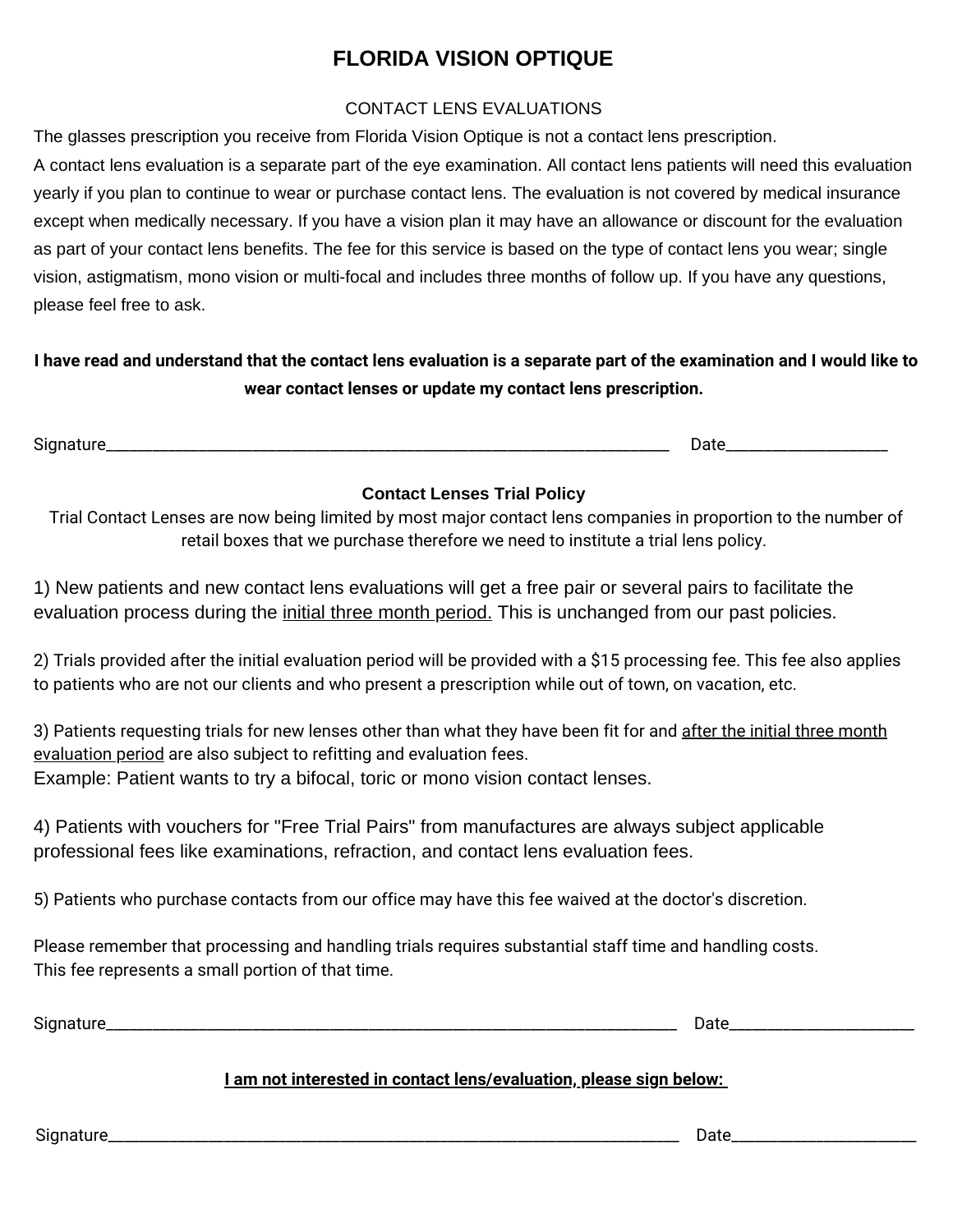# FLORIDA VISION OPTIQUE

CONTACT LENS EVALUATIONS

The glasses prescription you receive from Florida Vision Optique is not a contact lens prescription.
A contact lens evaluation is a separate part of the eye examination. All contact lens patients will need this evaluation yearly if you plan to continue to wear or purchase contact lens. The evaluation is not covered by medical insurance except when medically necessary. If you have a vision plan it may have an allowance or discount for the evaluation as part of your contact lens benefits. The fee for this service is based on the type of contact lens you wear; single vision, astigmatism, mono vision or multi-focal and includes three months of follow up. If you have any questions, please feel free to ask.

**I have read and understand that the contact lens evaluation is a separate part of the examination and I would like to wear contact lenses or update my contact lens prescription.**

Signature_______________________________________________ Date_______________

### Contact Lenses Trial Policy

Trial Contact Lenses are now being limited by most major contact lens companies in proportion to the number of retail boxes that we purchase therefore we need to institute a trial lens policy.

1) New patients and new contact lens evaluations will get a free pair or several pairs to facilitate the evaluation process during the <u>initial three month period.</u> This is unchanged from our past policies.

2) Trials provided after the initial evaluation period will be provided with a $15 processing fee. This fee also applies to patients who are not our clients and who present a prescription while out of town, on vacation, etc.

3) Patients requesting trials for new lenses other than what they have been fit for and <u>after the initial three month evaluation period</u> are also subject to refitting and evaluation fees.
Example: Patient wants to try a bifocal, toric or mono vision contact lenses.

4) Patients with vouchers for "Free Trial Pairs" from manufactures are always subject applicable professional fees like examinations, refraction, and contact lens evaluation fees.

5) Patients who purchase contacts from our office may have this fee waived at the doctor's discretion.

Please remember that processing and handling trials requires substantial staff time and handling costs.
This fee represents a small portion of that time.

Signature_______________________________________________ Date_______________

**<u>I am not interested in contact lens/evaluation, please sign below:</u>**

Signature_______________________________________________ Date_______________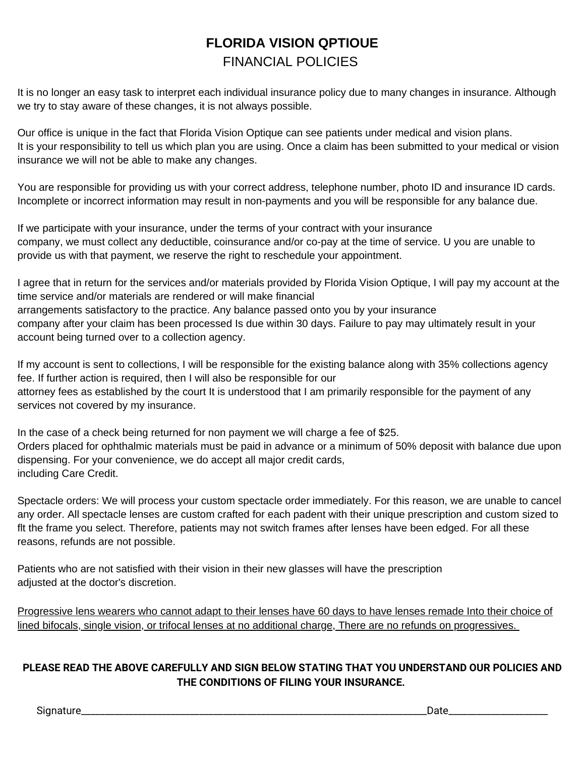# FLORIDA VISION QPTIOUE

## FINANCIAL POLICIES

It is no longer an easy task to interpret each individual insurance policy due to many changes in insurance. Although we try to stay aware of these changes, it is not always possible.

Our office is unique in the fact that Florida Vision Optique can see patients under medical and vision plans.
It is your responsibility to tell us which plan you are using. Once a claim has been submitted to your medical or vision insurance we will not be able to make any changes.

You are responsible for providing us with your correct address, telephone number, photo ID and insurance ID cards. Incomplete or incorrect information may result in non-payments and you will be responsible for any balance due.

If we participate with your insurance, under the terms of your contract with your insurance company, we must collect any deductible, coinsurance and/or co-pay at the time of service. U you are unable to provide us with that payment, we reserve the right to reschedule your appointment.

I agree that in return for the services and/or materials provided by Florida Vision Optique, I will pay my account at the time service and/or materials are rendered or will make financial arrangements satisfactory to the practice. Any balance passed onto you by your insurance company after your claim has been processed Is due within 30 days. Failure to pay may ultimately result in your account being turned over to a collection agency.

If my account is sent to collections, I will be responsible for the existing balance along with 35% collections agency fee. If further action is required, then I will also be responsible for our attorney fees as established by the court It is understood that I am primarily responsible for the payment of any services not covered by my insurance.

In the case of a check being returned for non payment we will charge a fee of $25.
Orders placed for ophthalmic materials must be paid in advance or a minimum of 50% deposit with balance due upon dispensing. For your convenience, we do accept all major credit cards, including Care Credit.

Spectacle orders: We will process your custom spectacle order immediately. For this reason, we are unable to cancel any order. All spectacle lenses are custom crafted for each padent with their unique prescription and custom sized to flt the frame you select. Therefore, patients may not switch frames after lenses have been edged. For all these reasons, refunds are not possible.

Patients who are not satisfied with their vision in their new glasses will have the prescription adjusted at the doctor's discretion.

<u>Progressive lens wearers who cannot adapt to their lenses have 60 days to have lenses remade Into their choice of lined bifocals, single vision, or trifocal lenses at no additional charge, There are no refunds on progressives.</u>

**PLEASE READ THE ABOVE CAREFULLY AND SIGN BELOW STATING THAT YOU UNDERSTAND OUR POLICIES AND THE CONDITIONS OF FILING YOUR INSURANCE.**

Signature______________________________________________________________Date__________________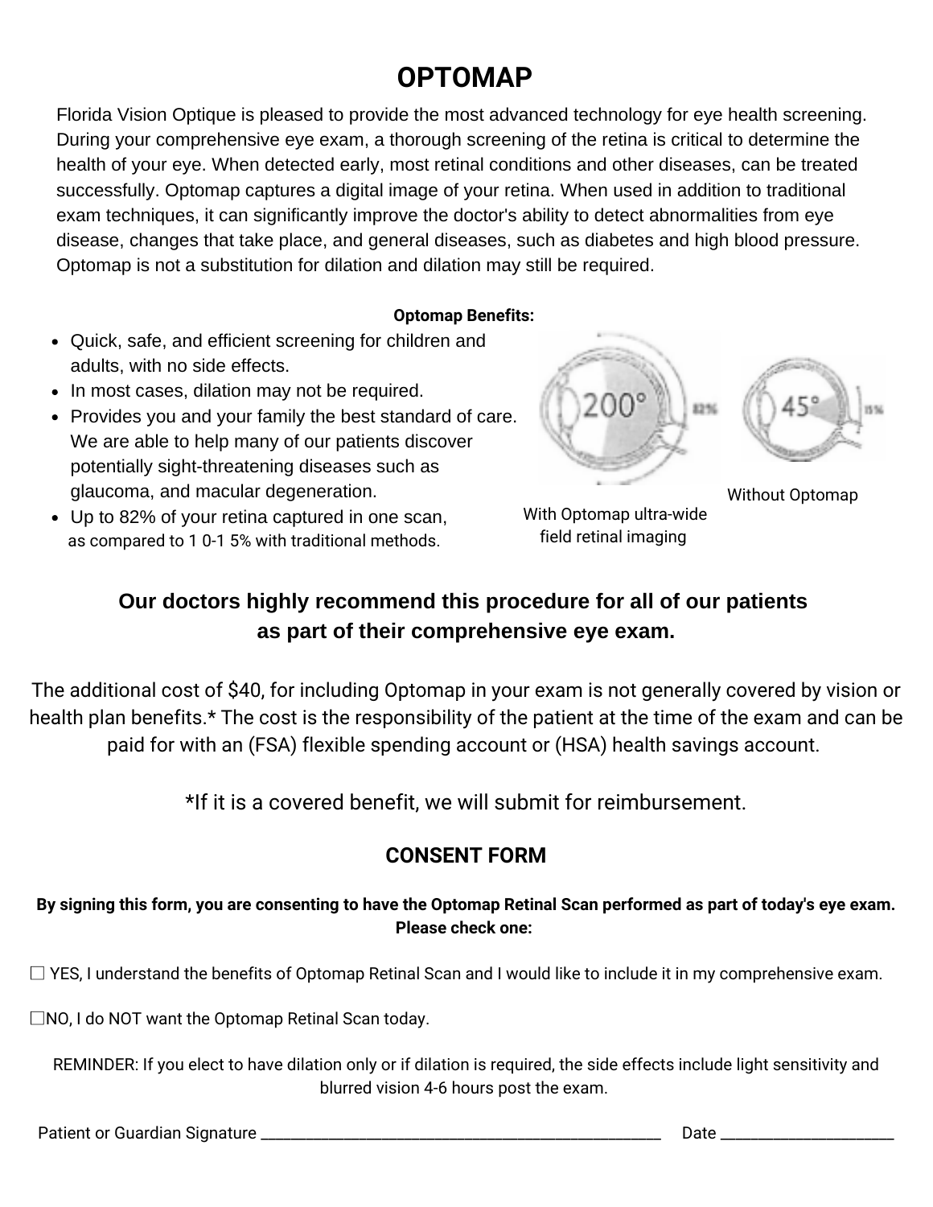# OPTOMAP

Florida Vision Optique is pleased to provide the most advanced technology for eye health screening. During your comprehensive eye exam, a thorough screening of the retina is critical to determine the health of your eye. When detected early, most retinal conditions and other diseases, can be treated successfully. Optomap captures a digital image of your retina. When used in addition to traditional exam techniques, it can significantly improve the doctor's ability to detect abnormalities from eye disease, changes that take place, and general diseases, such as diabetes and high blood pressure. Optomap is not a substitution for dilation and dilation may still be required.

**Optomap Benefits:**

- Quick, safe, and efficient screening for children and adults, with no side effects.
- In most cases, dilation may not be required.
- Provides you and your family the best standard of care. We are able to help many of our patients discover potentially sight-threatening diseases such as glaucoma, and macular degeneration.
- Up to 82% of your retina captured in one scan, as compared to 1 0-1 5% with traditional methods.

200°

82%

With Optomap ultra-wide field retinal imaging

45°

15%

Without Optomap

**Our doctors highly recommend this procedure for all of our patients as part of their comprehensive eye exam.**

The additional cost of $40, for including Optomap in your exam is not generally covered by vision or health plan benefits.* The cost is the responsibility of the patient at the time of the exam and can be paid for with an (FSA) flexible spending account or (HSA) health savings account.

*If it is a covered benefit, we will submit for reimbursement.

## CONSENT FORM

**By signing this form, you are consenting to have the Optomap Retinal Scan performed as part of today's eye exam. Please check one:**

☐ YES, I understand the benefits of Optomap Retinal Scan and I would like to include it in my comprehensive exam.

☐ NO, I do NOT want the Optomap Retinal Scan today.

REMINDER: If you elect to have dilation only or if dilation is required, the side effects include light sensitivity and blurred vision 4-6 hours post the exam.

Patient or Guardian Signature ______________________________ Date ______________